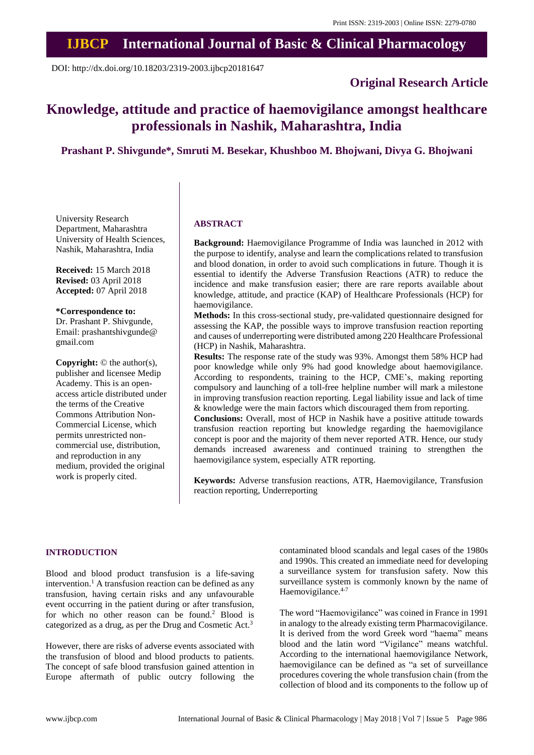# IJBCP International Journal of Basic & Clinical Pharmacology

DOI: http://dx.doi.org/10.18203/2319-2003.ijbcp20181647

**Original Research Article**

# Knowledge, attitude and practice of haemovigilance amongst healthcare professionals in Nashik, Maharashtra, India

**Prashant P. Shivgunde\*, Smruti M. Besekar, Khushboo M. Bhojwani, Divya G. Bhojwani**

University Research Department, Maharashtra University of Health Sciences, Nashik, Maharashtra, India

**Received:** 15 March 2018
**Revised:** 03 April 2018
**Accepted:** 07 April 2018

**\*Correspondence to:**
Dr. Prashant P. Shivgunde,
Email: prashantshivgunde@gmail.com

**Copyright:** © the author(s), publisher and licensee Medip Academy. This is an open-access article distributed under the terms of the Creative Commons Attribution Non-Commercial License, which permits unrestricted non-commercial use, distribution, and reproduction in any medium, provided the original work is properly cited.

## ABSTRACT

**Background:** Haemovigilance Programme of India was launched in 2012 with the purpose to identify, analyse and learn the complications related to transfusion and blood donation, in order to avoid such complications in future. Though it is essential to identify the Adverse Transfusion Reactions (ATR) to reduce the incidence and make transfusion easier; there are rare reports available about knowledge, attitude, and practice (KAP) of Healthcare Professionals (HCP) for haemovigilance.

**Methods:** In this cross-sectional study, pre-validated questionnaire designed for assessing the KAP, the possible ways to improve transfusion reaction reporting and causes of underreporting were distributed among 220 Healthcare Professional (HCP) in Nashik, Maharashtra.

**Results:** The response rate of the study was 93%. Amongst them 58% HCP had poor knowledge while only 9% had good knowledge about haemovigilance. According to respondents, training to the HCP, CME's, making reporting compulsory and launching of a toll-free helpline number will mark a milestone in improving transfusion reaction reporting. Legal liability issue and lack of time & knowledge were the main factors which discouraged them from reporting.

**Conclusions:** Overall, most of HCP in Nashik have a positive attitude towards transfusion reaction reporting but knowledge regarding the haemovigilance concept is poor and the majority of them never reported ATR. Hence, our study demands increased awareness and continued training to strengthen the haemovigilance system, especially ATR reporting.

**Keywords:** Adverse transfusion reactions, ATR, Haemovigilance, Transfusion reaction reporting, Underreporting

## INTRODUCTION

Blood and blood product transfusion is a life-saving intervention.[1] A transfusion reaction can be defined as any transfusion, having certain risks and any unfavourable event occurring in the patient during or after transfusion, for which no other reason can be found.[2] Blood is categorized as a drug, as per the Drug and Cosmetic Act.[3]

However, there are risks of adverse events associated with the transfusion of blood and blood products to patients. The concept of safe blood transfusion gained attention in Europe aftermath of public outcry following the contaminated blood scandals and legal cases of the 1980s and 1990s. This created an immediate need for developing a surveillance system for transfusion safety. Now this surveillance system is commonly known by the name of Haemovigilance.[4-7]

The word "Haemovigilance" was coined in France in 1991 in analogy to the already existing term Pharmacovigilance. It is derived from the word Greek word "haema" means blood and the latin word "Vigilance" means watchful. According to the international haemovigilance Network, haemovigilance can be defined as "a set of surveillance procedures covering the whole transfusion chain (from the collection of blood and its components to the follow up of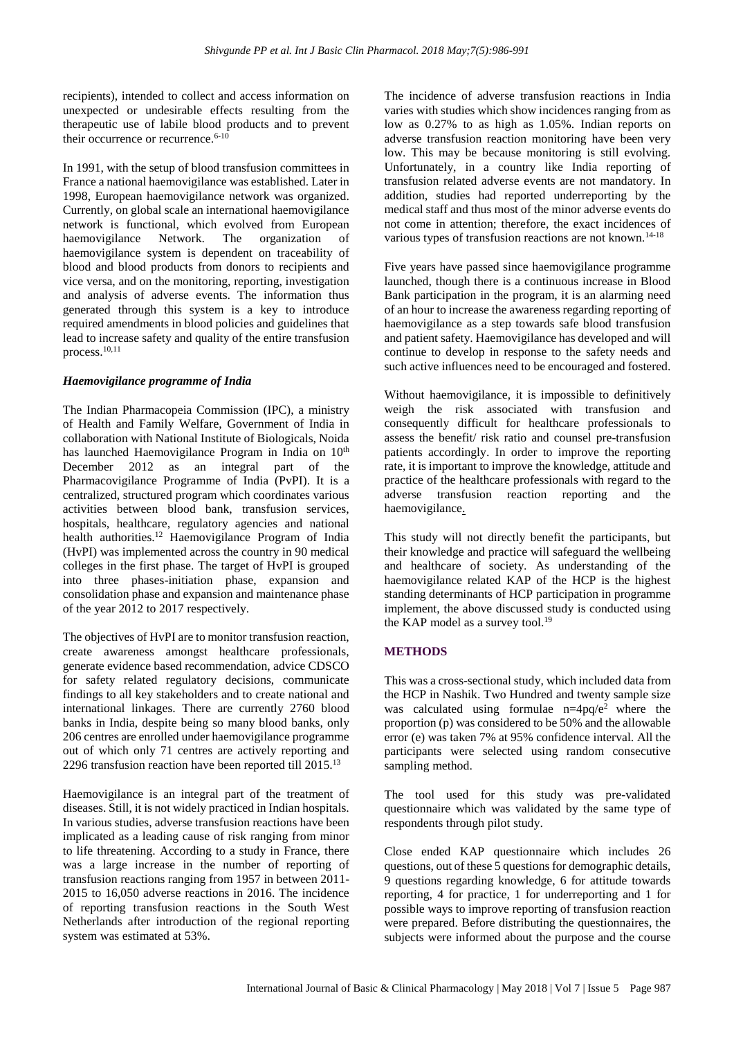recipients), intended to collect and access information on unexpected or undesirable effects resulting from the therapeutic use of labile blood products and to prevent their occurrence or recurrence.[6-10]

In 1991, with the setup of blood transfusion committees in France a national haemovigilance was established. Later in 1998, European haemovigilance network was organized. Currently, on global scale an international haemovigilance network is functional, which evolved from European haemovigilance Network. The organization of haemovigilance system is dependent on traceability of blood and blood products from donors to recipients and vice versa, and on the monitoring, reporting, investigation and analysis of adverse events. The information thus generated through this system is a key to introduce required amendments in blood policies and guidelines that lead to increase safety and quality of the entire transfusion process.[10,11]

### *Haemovigilance programme of India*

The Indian Pharmacopeia Commission (IPC), a ministry of Health and Family Welfare, Government of India in collaboration with National Institute of Biologicals, Noida has launched Haemovigilance Program in India on 10th December 2012 as an integral part of the Pharmacovigilance Programme of India (PvPI). It is a centralized, structured program which coordinates various activities between blood bank, transfusion services, hospitals, healthcare, regulatory agencies and national health authorities.[12] Haemovigilance Program of India (HvPI) was implemented across the country in 90 medical colleges in the first phase. The target of HvPI is grouped into three phases-initiation phase, expansion and consolidation phase and expansion and maintenance phase of the year 2012 to 2017 respectively.

The objectives of HvPI are to monitor transfusion reaction, create awareness amongst healthcare professionals, generate evidence based recommendation, advice CDSCO for safety related regulatory decisions, communicate findings to all key stakeholders and to create national and international linkages. There are currently 2760 blood banks in India, despite being so many blood banks, only 206 centres are enrolled under haemovigilance programme out of which only 71 centres are actively reporting and 2296 transfusion reaction have been reported till 2015.[13]

Haemovigilance is an integral part of the treatment of diseases. Still, it is not widely practiced in Indian hospitals. In various studies, adverse transfusion reactions have been implicated as a leading cause of risk ranging from minor to life threatening. According to a study in France, there was a large increase in the number of reporting of transfusion reactions ranging from 1957 in between 2011-2015 to 16,050 adverse reactions in 2016. The incidence of reporting transfusion reactions in the South West Netherlands after introduction of the regional reporting system was estimated at 53%.

The incidence of adverse transfusion reactions in India varies with studies which show incidences ranging from as low as 0.27% to as high as 1.05%. Indian reports on adverse transfusion reaction monitoring have been very low. This may be because monitoring is still evolving. Unfortunately, in a country like India reporting of transfusion related adverse events are not mandatory. In addition, studies had reported underreporting by the medical staff and thus most of the minor adverse events do not come in attention; therefore, the exact incidences of various types of transfusion reactions are not known.[14-18]

Five years have passed since haemovigilance programme launched, though there is a continuous increase in Blood Bank participation in the program, it is an alarming need of an hour to increase the awareness regarding reporting of haemovigilance as a step towards safe blood transfusion and patient safety. Haemovigilance has developed and will continue to develop in response to the safety needs and such active influences need to be encouraged and fostered.

Without haemovigilance, it is impossible to definitively weigh the risk associated with transfusion and consequently difficult for healthcare professionals to assess the benefit/ risk ratio and counsel pre-transfusion patients accordingly. In order to improve the reporting rate, it is important to improve the knowledge, attitude and practice of the healthcare professionals with regard to the adverse transfusion reaction reporting and the haemovigilance.

This study will not directly benefit the participants, but their knowledge and practice will safeguard the wellbeing and healthcare of society. As understanding of the haemovigilance related KAP of the HCP is the highest standing determinants of HCP participation in programme implement, the above discussed study is conducted using the KAP model as a survey tool.[19]

## METHODS

This was a cross-sectional study, which included data from the HCP in Nashik. Two Hundred and twenty sample size was calculated using formulae $n=4pq/e^2$ where the proportion (p) was considered to be 50% and the allowable error (e) was taken 7% at 95% confidence interval. All the participants were selected using random consecutive sampling method.

The tool used for this study was pre-validated questionnaire which was validated by the same type of respondents through pilot study.

Close ended KAP questionnaire which includes 26 questions, out of these 5 questions for demographic details, 9 questions regarding knowledge, 6 for attitude towards reporting, 4 for practice, 1 for underreporting and 1 for possible ways to improve reporting of transfusion reaction were prepared. Before distributing the questionnaires, the subjects were informed about the purpose and the course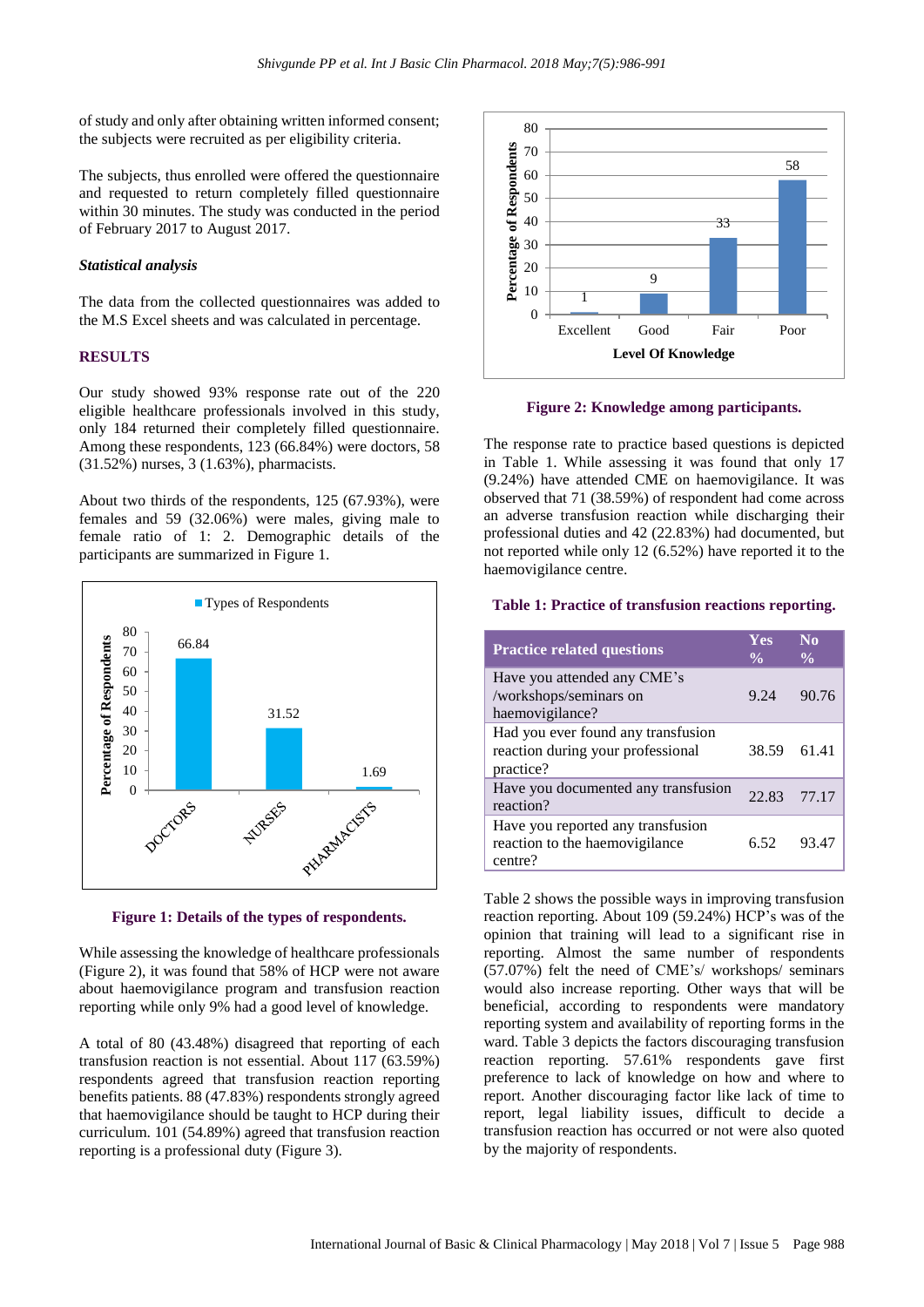of study and only after obtaining written informed consent; the subjects were recruited as per eligibility criteria.

The subjects, thus enrolled were offered the questionnaire and requested to return completely filled questionnaire within 30 minutes. The study was conducted in the period of February 2017 to August 2017.

### *Statistical analysis*

The data from the collected questionnaires was added to the M.S Excel sheets and was calculated in percentage.

## RESULTS

Our study showed 93% response rate out of the 220 eligible healthcare professionals involved in this study, only 184 returned their completely filled questionnaire. Among these respondents, 123 (66.84%) were doctors, 58 (31.52%) nurses, 3 (1.63%), pharmacists.

About two thirds of the respondents, 125 (67.93%), were females and 59 (32.06%) were males, giving male to female ratio of 1: 2. Demographic details of the participants are summarized in Figure 1.

**Figure 1: Details of the types of respondents.**

While assessing the knowledge of healthcare professionals (Figure 2), it was found that 58% of HCP were not aware about haemovigilance program and transfusion reaction reporting while only 9% had a good level of knowledge.

A total of 80 (43.48%) disagreed that reporting of each transfusion reaction is not essential. About 117 (63.59%) respondents agreed that transfusion reaction reporting benefits patients. 88 (47.83%) respondents strongly agreed that haemovigilance should be taught to HCP during their curriculum. 101 (54.89%) agreed that transfusion reaction reporting is a professional duty (Figure 3).

**Figure 2: Knowledge among participants.**

The response rate to practice based questions is depicted in Table 1. While assessing it was found that only 17 (9.24%) have attended CME on haemovigilance. It was observed that 71 (38.59%) of respondent had come across an adverse transfusion reaction while discharging their professional duties and 42 (22.83%) had documented, but not reported while only 12 (6.52%) have reported it to the haemovigilance centre.

**Table 1: Practice of transfusion reactions reporting.**

| Practice related questions | Yes % | No % |
|---|---|---|
| Have you attended any CME's /workshops/seminars on haemovigilance? | 9.24 | 90.76 |
| Had you ever found any transfusion reaction during your professional practice? | 38.59 | 61.41 |
| Have you documented any transfusion reaction? | 22.83 | 77.17 |
| Have you reported any transfusion reaction to the haemovigilance centre? | 6.52 | 93.47 |

Table 2 shows the possible ways in improving transfusion reaction reporting. About 109 (59.24%) HCP's was of the opinion that training will lead to a significant rise in reporting. Almost the same number of respondents (57.07%) felt the need of CME's/ workshops/ seminars would also increase reporting. Other ways that will be beneficial, according to respondents were mandatory reporting system and availability of reporting forms in the ward. Table 3 depicts the factors discouraging transfusion reaction reporting. 57.61% respondents gave first preference to lack of knowledge on how and where to report. Another discouraging factor like lack of time to report, legal liability issues, difficult to decide a transfusion reaction has occurred or not were also quoted by the majority of respondents.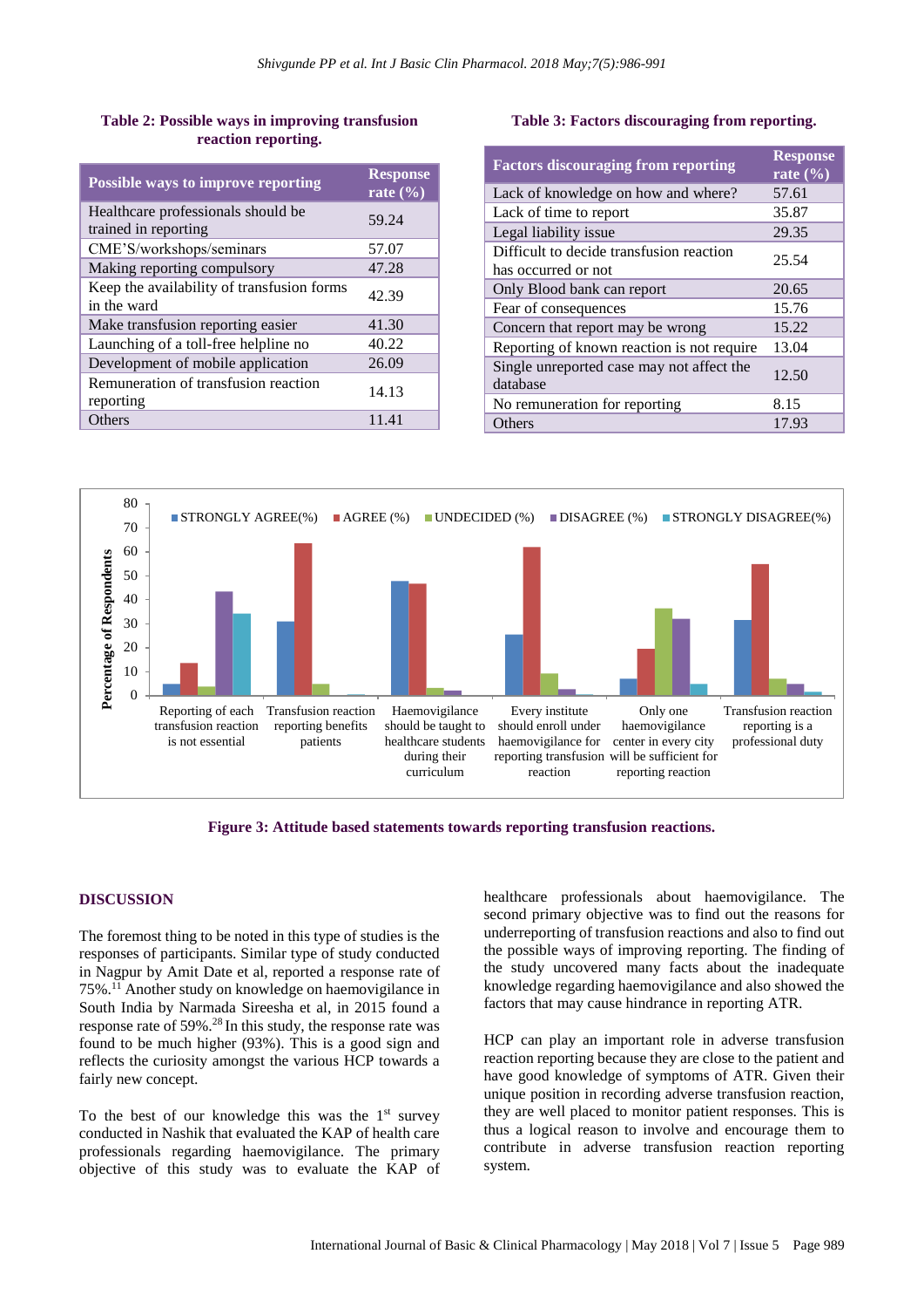**Table 2: Possible ways in improving transfusion reaction reporting.**

| Possible ways to improve reporting | Response rate (%) |
|---|---|
| Healthcare professionals should be trained in reporting | 59.24 |
| CME'S/workshops/seminars | 57.07 |
| Making reporting compulsory | 47.28 |
| Keep the availability of transfusion forms in the ward | 42.39 |
| Make transfusion reporting easier | 41.30 |
| Launching of a toll-free helpline no | 40.22 |
| Development of mobile application | 26.09 |
| Remuneration of transfusion reaction reporting | 14.13 |
| Others | 11.41 |

**Table 3: Factors discouraging from reporting.**

| Factors discouraging from reporting | Response rate (%) |
|---|---|
| Lack of knowledge on how and where? | 57.61 |
| Lack of time to report | 35.87 |
| Legal liability issue | 29.35 |
| Difficult to decide transfusion reaction has occurred or not | 25.54 |
| Only Blood bank can report | 20.65 |
| Fear of consequences | 15.76 |
| Concern that report may be wrong | 15.22 |
| Reporting of known reaction is not require | 13.04 |
| Single unreported case may not affect the database | 12.50 |
| No remuneration for reporting | 8.15 |
| Others | 17.93 |

**Figure 3: Attitude based statements towards reporting transfusion reactions.**

## DISCUSSION

The foremost thing to be noted in this type of studies is the responses of participants. Similar type of study conducted in Nagpur by Amit Date et al, reported a response rate of 75%.[11] Another study on knowledge on haemovigilance in South India by Narmada Sireesha et al, in 2015 found a response rate of 59%.[28] In this study, the response rate was found to be much higher (93%). This is a good sign and reflects the curiosity amongst the various HCP towards a fairly new concept.

To the best of our knowledge this was the 1st survey conducted in Nashik that evaluated the KAP of health care professionals regarding haemovigilance. The primary objective of this study was to evaluate the KAP of healthcare professionals about haemovigilance. The second primary objective was to find out the reasons for underreporting of transfusion reactions and also to find out the possible ways of improving reporting. The finding of the study uncovered many facts about the inadequate knowledge regarding haemovigilance and also showed the factors that may cause hindrance in reporting ATR.

HCP can play an important role in adverse transfusion reaction reporting because they are close to the patient and have good knowledge of symptoms of ATR. Given their unique position in recording adverse transfusion reaction, they are well placed to monitor patient responses. This is thus a logical reason to involve and encourage them to contribute in adverse transfusion reaction reporting system.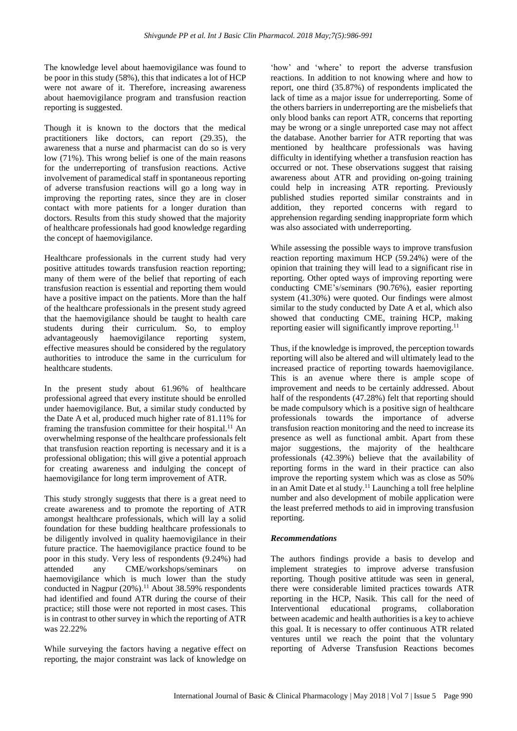The knowledge level about haemovigilance was found to be poor in this study (58%), this that indicates a lot of HCP were not aware of it. Therefore, increasing awareness about haemovigilance program and transfusion reaction reporting is suggested.

Though it is known to the doctors that the medical practitioners like doctors, can report (29.35), the awareness that a nurse and pharmacist can do so is very low (71%). This wrong belief is one of the main reasons for the underreporting of transfusion reactions. Active involvement of paramedical staff in spontaneous reporting of adverse transfusion reactions will go a long way in improving the reporting rates, since they are in closer contact with more patients for a longer duration than doctors. Results from this study showed that the majority of healthcare professionals had good knowledge regarding the concept of haemovigilance.

Healthcare professionals in the current study had very positive attitudes towards transfusion reaction reporting; many of them were of the belief that reporting of each transfusion reaction is essential and reporting them would have a positive impact on the patients. More than the half of the healthcare professionals in the present study agreed that the haemovigilance should be taught to health care students during their curriculum. So, to employ advantageously haemovigilance reporting system, effective measures should be considered by the regulatory authorities to introduce the same in the curriculum for healthcare students.

In the present study about 61.96% of healthcare professional agreed that every institute should be enrolled under haemovigilance. But, a similar study conducted by the Date A et al, produced much higher rate of 81.11% for framing the transfusion committee for their hospital.[11] An overwhelming response of the healthcare professionals felt that transfusion reaction reporting is necessary and it is a professional obligation; this will give a potential approach for creating awareness and indulging the concept of haemovigilance for long term improvement of ATR.

This study strongly suggests that there is a great need to create awareness and to promote the reporting of ATR amongst healthcare professionals, which will lay a solid foundation for these budding healthcare professionals to be diligently involved in quality haemovigilance in their future practice. The haemovigilance practice found to be poor in this study. Very less of respondents (9.24%) had attended any CME/workshops/seminars on haemovigilance which is much lower than the study conducted in Nagpur (20%).[11] About 38.59% respondents had identified and found ATR during the course of their practice; still those were not reported in most cases. This is in contrast to other survey in which the reporting of ATR was 22.22%

While surveying the factors having a negative effect on reporting, the major constraint was lack of knowledge on 'how' and 'where' to report the adverse transfusion reactions. In addition to not knowing where and how to report, one third (35.87%) of respondents implicated the lack of time as a major issue for underreporting. Some of the others barriers in underreporting are the misbeliefs that only blood banks can report ATR, concerns that reporting may be wrong or a single unreported case may not affect the database. Another barrier for ATR reporting that was mentioned by healthcare professionals was having difficulty in identifying whether a transfusion reaction has occurred or not. These observations suggest that raising awareness about ATR and providing on-going training could help in increasing ATR reporting. Previously published studies reported similar constraints and in addition, they reported concerns with regard to apprehension regarding sending inappropriate form which was also associated with underreporting.

While assessing the possible ways to improve transfusion reaction reporting maximum HCP (59.24%) were of the opinion that training they will lead to a significant rise in reporting. Other opted ways of improving reporting were conducting CME's/seminars (90.76%), easier reporting system (41.30%) were quoted. Our findings were almost similar to the study conducted by Date A et al, which also showed that conducting CME, training HCP, making reporting easier will significantly improve reporting.[11]

Thus, if the knowledge is improved, the perception towards reporting will also be altered and will ultimately lead to the increased practice of reporting towards haemovigilance. This is an avenue where there is ample scope of improvement and needs to be certainly addressed. About half of the respondents (47.28%) felt that reporting should be made compulsory which is a positive sign of healthcare professionals towards the importance of adverse transfusion reaction monitoring and the need to increase its presence as well as functional ambit. Apart from these major suggestions, the majority of the healthcare professionals (42.39%) believe that the availability of reporting forms in the ward in their practice can also improve the reporting system which was as close as 50% in an Amit Date et al study.[11] Launching a toll free helpline number and also development of mobile application were the least preferred methods to aid in improving transfusion reporting.

### *Recommendations*

The authors findings provide a basis to develop and implement strategies to improve adverse transfusion reporting. Though positive attitude was seen in general, there were considerable limited practices towards ATR reporting in the HCP, Nasik. This call for the need of Interventional educational programs, collaboration between academic and health authorities is a key to achieve this goal. It is necessary to offer continuous ATR related ventures until we reach the point that the voluntary reporting of Adverse Transfusion Reactions becomes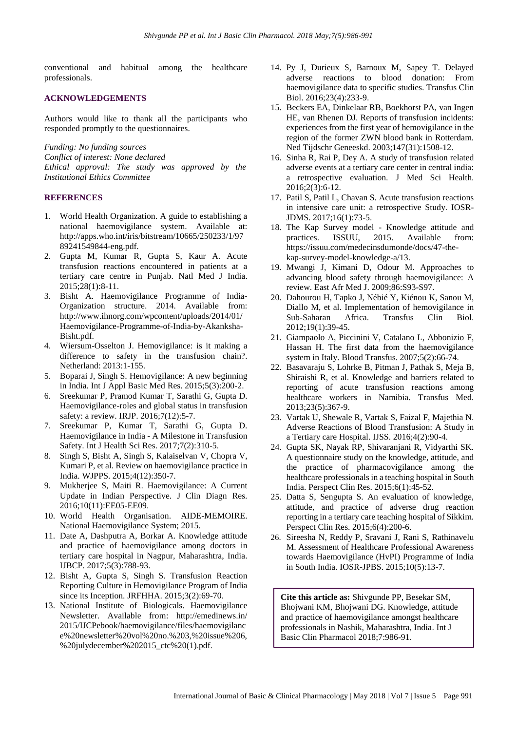conventional and habitual among the healthcare professionals.

## ACKNOWLEDGEMENTS

Authors would like to thank all the participants who responded promptly to the questionnaires.

*Funding: No funding sources*
*Conflict of interest: None declared*
*Ethical approval: The study was approved by the Institutional Ethics Committee*

## REFERENCES

1. World Health Organization. A guide to establishing a national haemovigilance system. Available at: http://apps.who.int/iris/bitstream/10665/250233/1/9789241549844-eng.pdf.
2. Gupta M, Kumar R, Gupta S, Kaur A. Acute transfusion reactions encountered in patients at a tertiary care centre in Punjab. Natl Med J India. 2015;28(1):8-11.
3. Bisht A. Haemovigilance Programme of India-Organization structure. 2014. Available from: http://www.ihnorg.com/wpcontent/uploads/2014/01/Haemovigilance-Programme-of-India-by-Akanksha-Bisht.pdf.
4. Wiersum-Osselton J. Hemovigilance: is it making a difference to safety in the transfusion chain?. Netherland: 2013:1-155.
5. Boparai J, Singh S. Hemovigilance: A new beginning in India. Int J Appl Basic Med Res. 2015;5(3):200-2.
6. Sreekumar P, Pramod Kumar T, Sarathi G, Gupta D. Haemovigilance-roles and global status in transfusion safety: a review. IRJP. 2016;7(12):5-7.
7. Sreekumar P, Kumar T, Sarathi G, Gupta D. Haemovigilance in India - A Milestone in Transfusion Safety. Int J Health Sci Res. 2017;7(2):310-5.
8. Singh S, Bisht A, Singh S, Kalaiselvan V, Chopra V, Kumari P, et al. Review on haemovigilance practice in India. WJPPS. 2015;4(12):350-7.
9. Mukherjee S, Maiti R. Haemovigilance: A Current Update in Indian Perspective. J Clin Diagn Res. 2016;10(11):EE05-EE09.
10. World Health Organisation. AIDE-MEMOIRE. National Haemovigilance System; 2015.
11. Date A, Dashputra A, Borkar A. Knowledge attitude and practice of haemovigilance among doctors in tertiary care hospital in Nagpur, Maharashtra, India. IJBCP. 2017;5(3):788-93.
12. Bisht A, Gupta S, Singh S. Transfusion Reaction Reporting Culture in Hemovigilance Program of India since its Inception. JRFHHA. 2015;3(2):69-70.
13. National Institute of Biologicals. Haemovigilance Newsletter. Available from: http://emedinews.in/2015/IJCPebook/haemovigilance/files/haemovigilance%20newsletter%20vol%20no.%203,%20issue%206,%20julydecember%202015_ctc%20(1).pdf.
14. Py J, Durieux S, Barnoux M, Sapey T. Delayed adverse reactions to blood donation: From haemovigilance data to specific studies. Transfus Clin Biol. 2016;23(4):233-9.
15. Beckers EA, Dinkelaar RB, Boekhorst PA, van Ingen HE, van Rhenen DJ. Reports of transfusion incidents: experiences from the first year of hemovigilance in the region of the former ZWN blood bank in Rotterdam. Ned Tijdschr Geneeskd. 2003;147(31):1508-12.
16. Sinha R, Rai P, Dey A. A study of transfusion related adverse events at a tertiary care center in central india: a retrospective evaluation. J Med Sci Health. 2016;2(3):6-12.
17. Patil S, Patil L, Chavan S. Acute transfusion reactions in intensive care unit: a retrospective Study. IOSR-JDMS. 2017;16(1):73-5.
18. The Kap Survey model - Knowledge attitude and practices. ISSUU, 2015. Available from: https://issuu.com/medecinsdumonde/docs/47-the-kap-survey-model-knowledge-a/13.
19. Mwangi J, Kimani D, Odour M. Approaches to advancing blood safety through haemovigilance: A review. East Afr Med J. 2009;86:S93-S97.
20. Dahourou H, Tapko J, Nébié Y, Kiénou K, Sanou M, Diallo M, et al. Implementation of hemovigilance in Sub-Saharan Africa. Transfus Clin Biol. 2012;19(1):39-45.
21. Giampaolo A, Piccinini V, Catalano L, Abbonizio F, Hassan H. The first data from the haemovigilance system in Italy. Blood Transfus. 2007;5(2):66-74.
22. Basavaraju S, Lohrke B, Pitman J, Pathak S, Meja B, Shiraishi R, et al. Knowledge and barriers related to reporting of acute transfusion reactions among healthcare workers in Namibia. Transfus Med. 2013;23(5):367-9.
23. Vartak U, Shewale R, Vartak S, Faizal F, Majethia N. Adverse Reactions of Blood Transfusion: A Study in a Tertiary care Hospital. IJSS. 2016;4(2):90-4.
24. Gupta SK, Nayak RP, Shivaranjani R, Vidyarthi SK. A questionnaire study on the knowledge, attitude, and the practice of pharmacovigilance among the healthcare professionals in a teaching hospital in South India. Perspect Clin Res. 2015;6(1):45-52.
25. Datta S, Sengupta S. An evaluation of knowledge, attitude, and practice of adverse drug reaction reporting in a tertiary care teaching hospital of Sikkim. Perspect Clin Res. 2015;6(4):200-6.
26. Sireesha N, Reddy P, Sravani J, Rani S, Rathinavelu M. Assessment of Healthcare Professional Awareness towards Haemovigilance (HvPI) Programme of India in South India. IOSR-JPBS. 2015;10(5):13-7.

**Cite this article as:** Shivgunde PP, Besekar SM, Bhojwani KM, Bhojwani DG. Knowledge, attitude and practice of haemovigilance amongst healthcare professionals in Nashik, Maharashtra, India. Int J Basic Clin Pharmacol 2018;7:986-91.